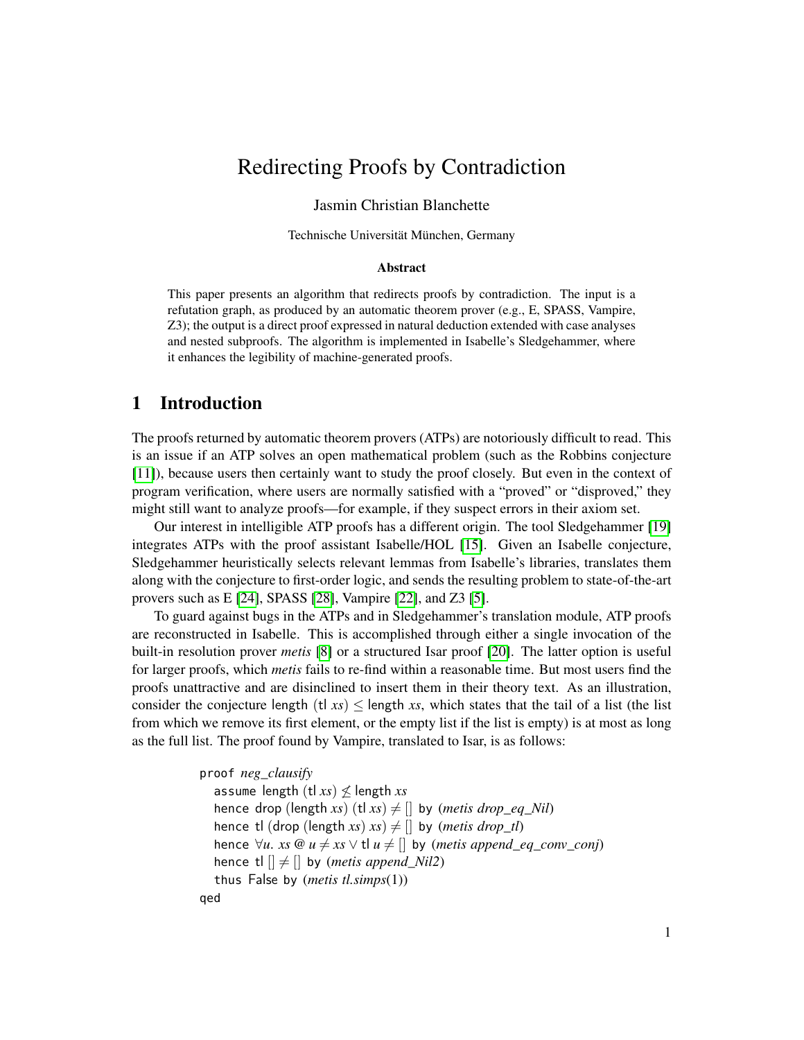# Redirecting Proofs by Contradiction

Jasmin Christian Blanchette

Technische Universität München, Germany

### Abstract

This paper presents an algorithm that redirects proofs by contradiction. The input is a refutation graph, as produced by an automatic theorem prover (e.g., E, SPASS, Vampire, Z3); the output is a direct proof expressed in natural deduction extended with case analyses and nested subproofs. The algorithm is implemented in Isabelle's Sledgehammer, where it enhances the legibility of machine-generated proofs.

## 1 Introduction

The proofs returned by automatic theorem provers (ATPs) are notoriously difficult to read. This is an issue if an ATP solves an open mathematical problem (such as the Robbins conjecture [11]), because users then certainly want to study the proof closely. But even in the context of program verification, where users are normally satisfied with a "proved" or "disproved," they might still want to analyze proofs—for example, if they suspect errors in their axiom set.

Our interest in intelligible ATP proofs has a different origin. The tool Sledgehammer [19] integrates ATPs with the proof assistant Isabelle/HOL [15]. Given an Isabelle conjecture, Sledgehammer heuristically selects relevant lemmas from Isabelle's libraries, translates them along with the conjecture to first-order logic, and sends the resulting problem to state-of-the-art provers such as E [24], SPASS [28], Vampire [22], and Z3 [5].

To guard against bugs in the ATPs and in Sledgehammer's translation module, ATP proofs are reconstructed in Isabelle. This is accomplished through either a single invocation of the built-in resolution prover *metis* [8] or a structured Isar proof [20]. The latter option is useful for larger proofs, which *metis* fails to re-find within a reasonable time. But most users find the proofs unattractive and are disinclined to insert them in their theory text. As an illustration, consider the conjecture length (tl $xs$) $\leq$ length $xs$, which states that the tail of a list (the list from which we remove its first element, or the empty list if the list is empty) is at most as long as the full list. The proof found by Vampire, translated to Isar, is as follows:

```
proof neg_clausify
  assume length (tl xs) ≰ length xs
  hence drop (length xs) (tl xs) ≠ [] by (metis drop_eq_Nil)
  hence tl (drop (length xs) xs) ≠ [] by (metis drop_tl)
  hence ∀u. xs @ u ≠ xs ∨ tl u ≠ [] by (metis append_eq_conv_conj)
  hence tl [] ≠ [] by (metis append_Nil2)
  thus False by (metis tl.simps(1))
qed
```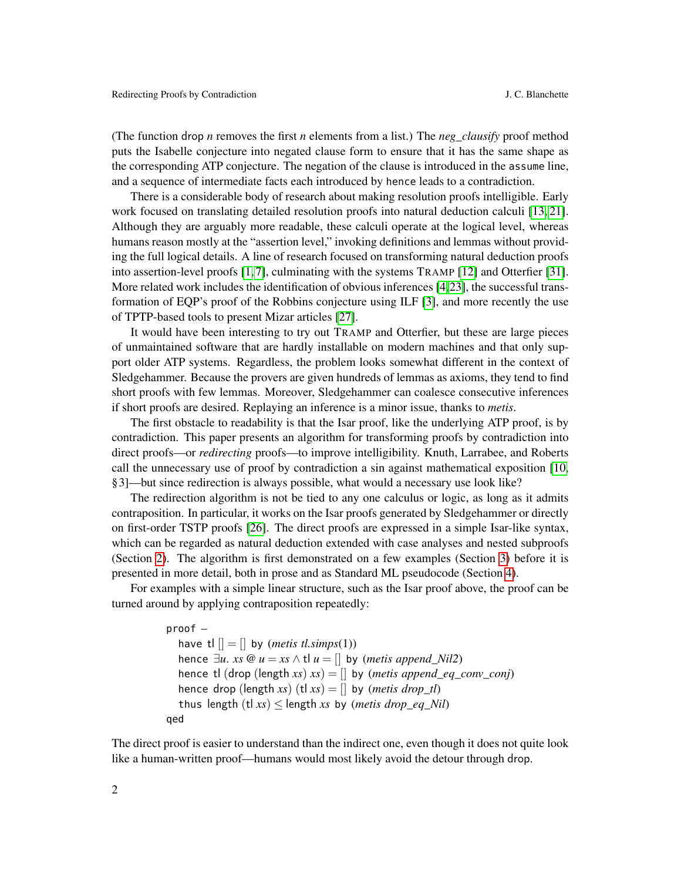(The function drop $n$ removes the first $n$ elements from a list.) The *neg_clausify* proof method puts the Isabelle conjecture into negated clause form to ensure that it has the same shape as the corresponding ATP conjecture. The negation of the clause is introduced in the `assume` line, and a sequence of intermediate facts each introduced by `hence` leads to a contradiction.

There is a considerable body of research about making resolution proofs intelligible. Early work focused on translating detailed resolution proofs into natural deduction calculi [13, 21]. Although they are arguably more readable, these calculi operate at the logical level, whereas humans reason mostly at the "assertion level," invoking definitions and lemmas without providing the full logical details. A line of research focused on transforming natural deduction proofs into assertion-level proofs [1, 7], culminating with the systems TRAMP [12] and Otterfier [31]. More related work includes the identification of obvious inferences [4, 23], the successful transformation of EQP's proof of the Robbins conjecture using ILF [3], and more recently the use of TPTP-based tools to present Mizar articles [27].

It would have been interesting to try out TRAMP and Otterfier, but these are large pieces of unmaintained software that are hardly installable on modern machines and that only support older ATP systems. Regardless, the problem looks somewhat different in the context of Sledgehammer. Because the provers are given hundreds of lemmas as axioms, they tend to find short proofs with few lemmas. Moreover, Sledgehammer can coalesce consecutive inferences if short proofs are desired. Replaying an inference is a minor issue, thanks to *metis*.

The first obstacle to readability is that the Isar proof, like the underlying ATP proof, is by contradiction. This paper presents an algorithm for transforming proofs by contradiction into direct proofs—or *redirecting* proofs—to improve intelligibility. Knuth, Larrabee, and Roberts call the unnecessary use of proof by contradiction a sin against mathematical exposition [10, §3]—but since redirection is always possible, what would a necessary use look like?

The redirection algorithm is not be tied to any one calculus or logic, as long as it admits contraposition. In particular, it works on the Isar proofs generated by Sledgehammer or directly on first-order TSTP proofs [26]. The direct proofs are expressed in a simple Isar-like syntax, which can be regarded as natural deduction extended with case analyses and nested subproofs (Section 2). The algorithm is first demonstrated on a few examples (Section 3) before it is presented in more detail, both in prose and as Standard ML pseudocode (Section 4).

For examples with a simple linear structure, such as the Isar proof above, the proof can be turned around by applying contraposition repeatedly:

```
proof –
  have tl [] = [] by (metis tl.simps(1))
  hence ∃u. xs @ u = xs ∧ tl u = [] by (metis append_Nil2)
  hence tl (drop (length xs) xs) = [] by (metis append_eq_conv_conj)
  hence drop (length xs) (tl xs) = [] by (metis drop_tl)
  thus length (tl xs) ≤ length xs by (metis drop_eq_Nil)
qed
```

The direct proof is easier to understand than the indirect one, even though it does not quite look like a human-written proof—humans would most likely avoid the detour through drop.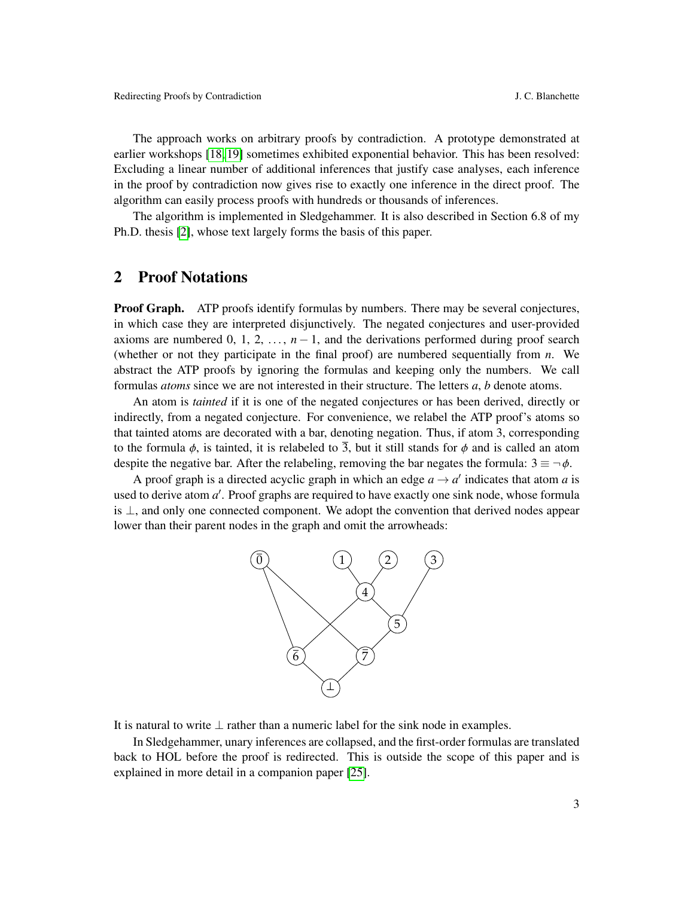The approach works on arbitrary proofs by contradiction. A prototype demonstrated at earlier workshops [18, 19] sometimes exhibited exponential behavior. This has been resolved: Excluding a linear number of additional inferences that justify case analyses, each inference in the proof by contradiction now gives rise to exactly one inference in the direct proof. The algorithm can easily process proofs with hundreds or thousands of inferences.

The algorithm is implemented in Sledgehammer. It is also described in Section 6.8 of my Ph.D. thesis [2], whose text largely forms the basis of this paper.

## 2 Proof Notations

**Proof Graph.** ATP proofs identify formulas by numbers. There may be several conjectures, in which case they are interpreted disjunctively. The negated conjectures and user-provided axioms are numbered 0, 1, 2, ..., $n-1$, and the derivations performed during proof search (whether or not they participate in the final proof) are numbered sequentially from $n$. We abstract the ATP proofs by ignoring the formulas and keeping only the numbers. We call formulas *atoms* since we are not interested in their structure. The letters $a$, $b$ denote atoms.

An atom is *tainted* if it is one of the negated conjectures or has been derived, directly or indirectly, from a negated conjecture. For convenience, we relabel the ATP proof's atoms so that tainted atoms are decorated with a bar, denoting negation. Thus, if atom 3, corresponding to the formula $\phi$, is tainted, it is relabeled to $\overline{3}$, but it still stands for $\phi$ and is called an atom despite the negative bar. After the relabeling, removing the bar negates the formula: $3 \equiv \neg\,\phi$.

A proof graph is a directed acyclic graph in which an edge $a \rightarrow a'$ indicates that atom $a$ is used to derive atom $a'$. Proof graphs are required to have exactly one sink node, whose formula is $\bot$, and only one connected component. We adopt the convention that derived nodes appear lower than their parent nodes in the graph and omit the arrowheads:

It is natural to write $\bot$ rather than a numeric label for the sink node in examples.

In Sledgehammer, unary inferences are collapsed, and the first-order formulas are translated back to HOL before the proof is redirected. This is outside the scope of this paper and is explained in more detail in a companion paper [25].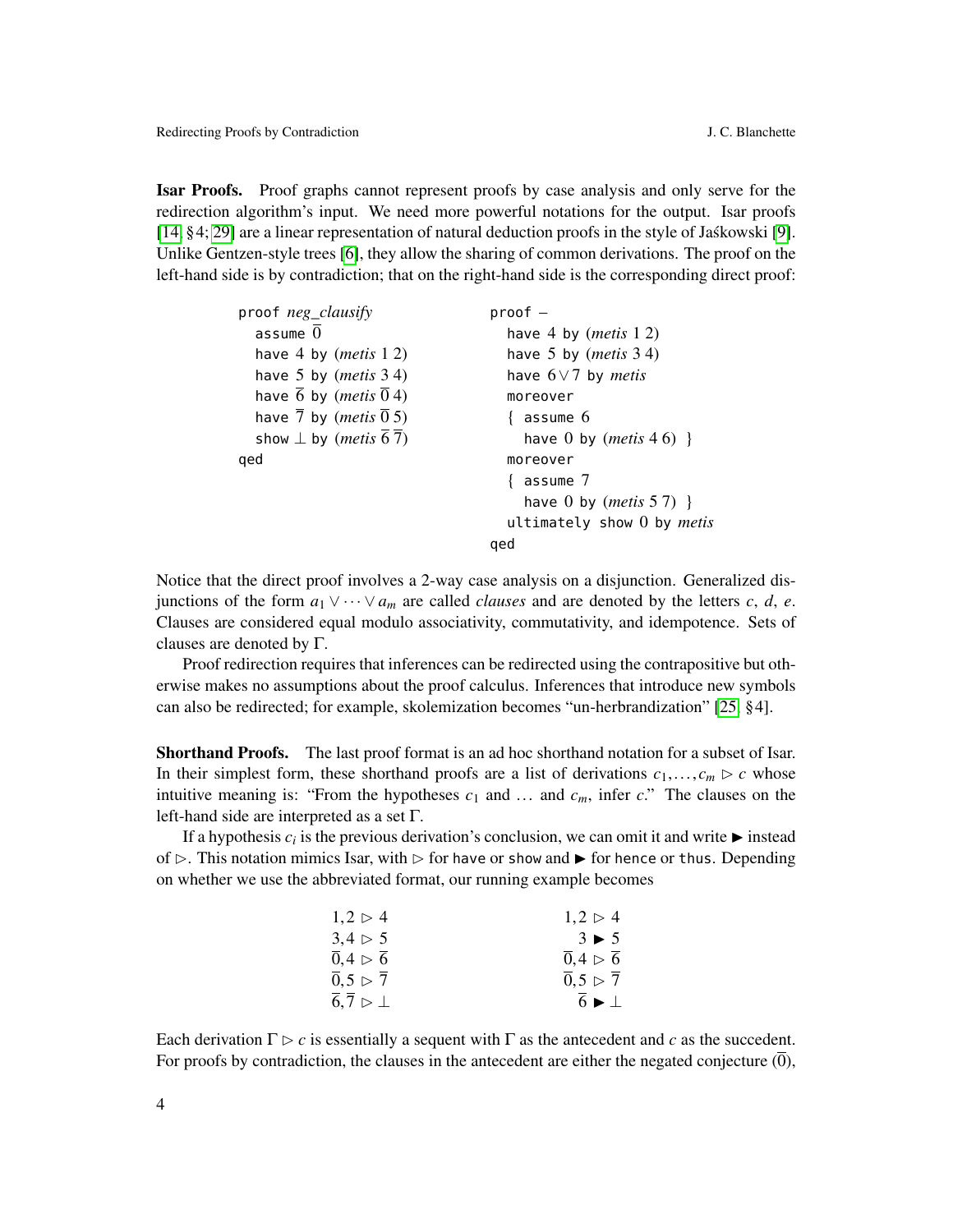**Isar Proofs.** Proof graphs cannot represent proofs by case analysis and only serve for the redirection algorithm's input. We need more powerful notations for the output. Isar proofs [14, §4; 29] are a linear representation of natural deduction proofs in the style of Jaśkowski [9]. Unlike Gentzen-style trees [6], they allow the sharing of common derivations. The proof on the left-hand side is by contradiction; that on the right-hand side is the corresponding direct proof:

```
proof neg_clausify
  assume 0̅
  have 4 by (metis 1 2)
  have 5 by (metis 3 4)
  have 6̅ by (metis 0̅ 4)
  have 7̅ by (metis 0̅ 5)
  show ⊥ by (metis 6̅ 7̅)
qed
```

```
proof –
  have 4 by (metis 1 2)
  have 5 by (metis 3 4)
  have 6 ∨ 7 by metis
  moreover
  { assume 6
    have 0 by (metis 4 6) }
  moreover
  { assume 7
    have 0 by (metis 5 7) }
  ultimately show 0 by metis
qed
```

Notice that the direct proof involves a 2-way case analysis on a disjunction. Generalized disjunctions of the form $a_1 \vee \cdots \vee a_m$ are called *clauses* and are denoted by the letters $c$, $d$, $e$. Clauses are considered equal modulo associativity, commutativity, and idempotence. Sets of clauses are denoted by $\Gamma$.

Proof redirection requires that inferences can be redirected using the contrapositive but otherwise makes no assumptions about the proof calculus. Inferences that introduce new symbols can also be redirected; for example, skolemization becomes "un-herbrandization" [25, §4].

**Shorthand Proofs.** The last proof format is an ad hoc shorthand notation for a subset of Isar. In their simplest form, these shorthand proofs are a list of derivations $c_1, \ldots, c_m \rhd c$ whose intuitive meaning is: "From the hypotheses $c_1$ and … and $c_m$, infer $c$." The clauses on the left-hand side are interpreted as a set $\Gamma$.

If a hypothesis $c_i$ is the previous derivation's conclusion, we can omit it and write $\blacktriangleright$ instead of $\rhd$. This notation mimics Isar, with $\rhd$ for `have` or `show` and $\blacktriangleright$ for `hence` or `thus`. Depending on whether we use the abbreviated format, our running example becomes

$$
\begin{array}{lll}
1,2 \rhd 4 & \qquad & 1,2 \rhd 4 \\
3,4 \rhd 5 & & 3 \blacktriangleright 5 \\
\overline{0},4 \rhd \overline{6} & & \overline{0},4 \rhd \overline{6} \\
\overline{0},5 \rhd \overline{7} & & \overline{0},5 \rhd \overline{7} \\
\overline{6},\overline{7} \rhd \bot & & \overline{6} \blacktriangleright \bot
\end{array}
$$

Each derivation $\Gamma \rhd c$ is essentially a sequent with $\Gamma$ as the antecedent and $c$ as the succedent. For proofs by contradiction, the clauses in the antecedent are either the negated conjecture ($\overline{0}$),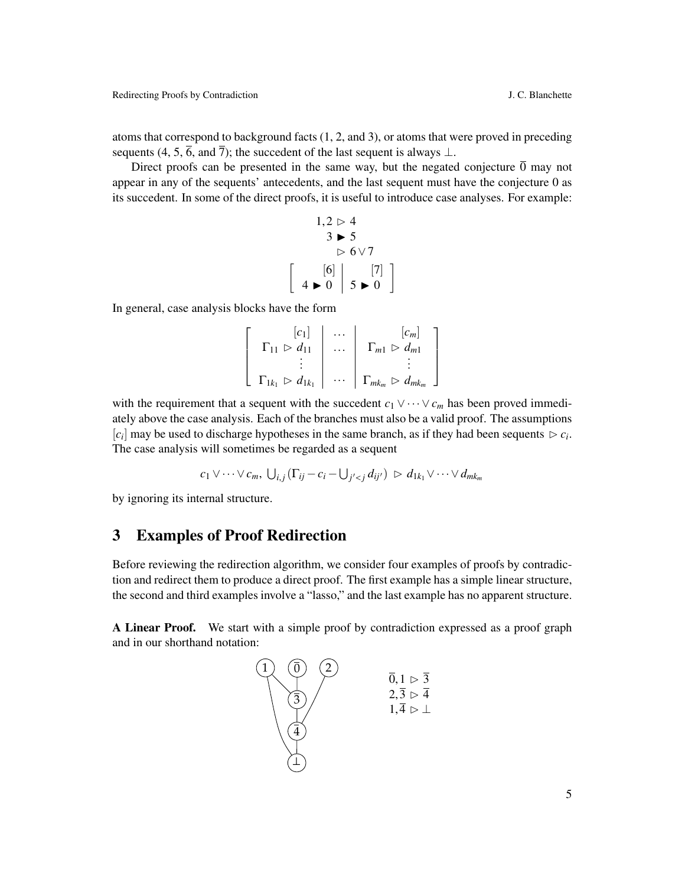atoms that correspond to background facts (1, 2, and 3), or atoms that were proved in preceding sequents (4, 5, $\overline{6}$, and $\overline{7}$); the succedent of the last sequent is always $\bot$.

Direct proofs can be presented in the same way, but the negated conjecture $\overline{0}$ may not appear in any of the sequents' antecedents, and the last sequent must have the conjecture 0 as its succedent. In some of the direct proofs, it is useful to introduce case analyses. For example:

$$
\begin{array}{c}
1,2 \;\rhd\; 4 \\
3 \;\blacktriangleright\; 5 \\
\rhd\; 6 \vee 7 \\
\left[\begin{array}{c|c} [6] & [7] \\ 4 \;\blacktriangleright\; 0 & 5 \;\blacktriangleright\; 0 \end{array}\right]
\end{array}
$$

In general, case analysis blocks have the form

$$
\left[\begin{array}{c|c|c}
[c_1] & \dots & [c_m] \\
\Gamma_{11} \;\rhd\; d_{11} & \dots & \Gamma_{m1} \;\rhd\; d_{m1} \\
\vdots & & \vdots \\
\Gamma_{1k_1} \;\rhd\; d_{1k_1} & \cdots & \Gamma_{mk_m} \;\rhd\; d_{mk_m}
\end{array}\right]
$$

with the requirement that a sequent with the succedent $c_1 \vee \cdots \vee c_m$ has been proved immediately above the case analysis. Each of the branches must also be a valid proof. The assumptions $[c_i]$ may be used to discharge hypotheses in the same branch, as if they had been sequents $\rhd\; c_i$. The case analysis will sometimes be regarded as a sequent

$$
c_1 \vee \cdots \vee c_m,\; \bigcup_{i,j} \big(\Gamma_{ij} - c_i - \bigcup_{j'<j} d_{ij'}\big) \;\rhd\; d_{1k_1} \vee \cdots \vee d_{mk_m}
$$

by ignoring its internal structure.

## 3 Examples of Proof Redirection

Before reviewing the redirection algorithm, we consider four examples of proofs by contradiction and redirect them to produce a direct proof. The first example has a simple linear structure, the second and third examples involve a "lasso," and the last example has no apparent structure.

**A Linear Proof.** We start with a simple proof by contradiction expressed as a proof graph and in our shorthand notation:

$$
\begin{array}{l}
\overline{0}, 1 \;\rhd\; \overline{3} \\
2, \overline{3} \;\rhd\; \overline{4} \\
1, \overline{4} \;\rhd\; \bot
\end{array}
$$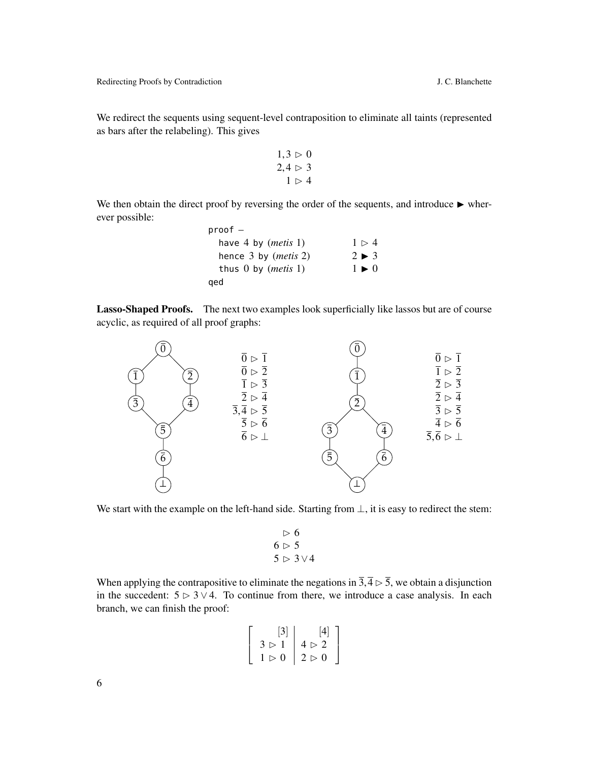We redirect the sequents using sequent-level contraposition to eliminate all taints (represented as bars after the relabeling). This gives

$$
\begin{aligned}
1,3 &\rhd 0 \\
2,4 &\rhd 3 \\
1 &\rhd 4
\end{aligned}
$$

We then obtain the direct proof by reversing the order of the sequents, and introduce $\blacktriangleright$ wherever possible:

```
proof –
  have 4 by (metis 1)          1 ▷ 4
  hence 3 by (metis 2)         2 ► 3
  thus 0 by (metis 1)          1 ► 0
qed
```

**Lasso-Shaped Proofs.** The next two examples look superficially like lassos but are of course acyclic, as required of all proof graphs:

$$
\begin{aligned}
\overline{0} &\rhd \overline{1} \\
\overline{0} &\rhd \overline{2} \\
\overline{1} &\rhd \overline{3} \\
\overline{2} &\rhd \overline{4} \\
\overline{3},\overline{4} &\rhd \overline{5} \\
\overline{5} &\rhd \overline{6} \\
\overline{6} &\rhd \bot
\end{aligned}
\qquad\qquad
\begin{aligned}
\overline{0} &\rhd \overline{1} \\
\overline{1} &\rhd \overline{2} \\
\overline{2} &\rhd \overline{3} \\
\overline{2} &\rhd \overline{4} \\
\overline{3} &\rhd \overline{5} \\
\overline{4} &\rhd \overline{6} \\
\overline{5},\overline{6} &\rhd \bot
\end{aligned}
$$

We start with the example on the left-hand side. Starting from $\bot$, it is easy to redirect the stem:

$$
\begin{aligned}
&\rhd 6 \\
6 &\rhd 5 \\
5 &\rhd 3 \vee 4
\end{aligned}
$$

When applying the contrapositive to eliminate the negations in $\overline{3},\overline{4} \rhd \overline{5}$, we obtain a disjunction in the succedent: $5 \rhd 3 \vee 4$. To continue from there, we introduce a case analysis. In each branch, we can finish the proof:

$$
\left[\begin{array}{c|c}
[3] & [4] \\
3 \rhd 1 & 4 \rhd 2 \\
1 \rhd 0 & 2 \rhd 0
\end{array}\right]
$$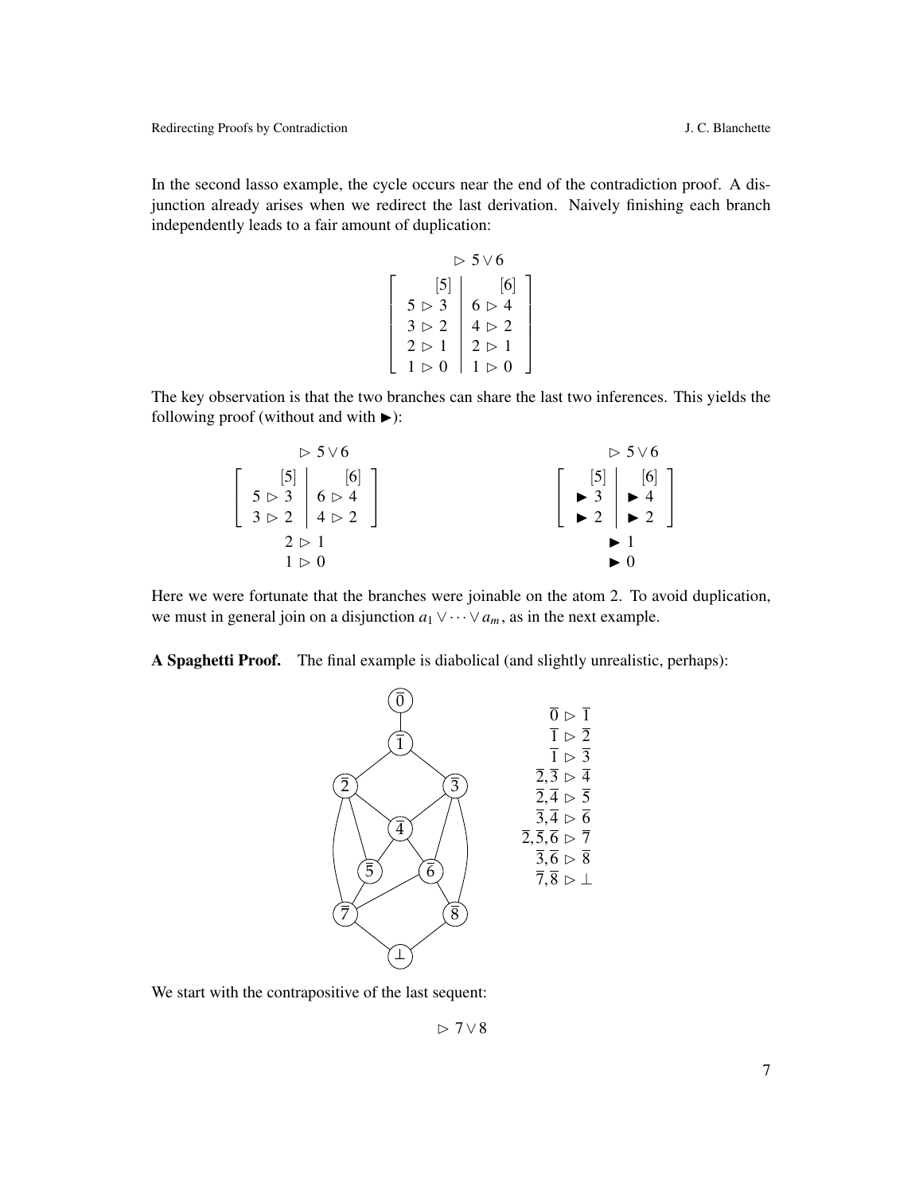In the second lasso example, the cycle occurs near the end of the contradiction proof. A disjunction already arises when we redirect the last derivation. Naively finishing each branch independently leads to a fair amount of duplication:

$$
\begin{array}{c}
\rhd\ 5 \vee 6 \\
\left[\begin{array}{r|r}
[5] & [6] \\
5\ \rhd\ 3 & 6\ \rhd\ 4 \\
3\ \rhd\ 2 & 4\ \rhd\ 2 \\
2\ \rhd\ 1 & 2\ \rhd\ 1 \\
1\ \rhd\ 0 & 1\ \rhd\ 0
\end{array}\right]
\end{array}
$$

The key observation is that the two branches can share the last two inferences. This yields the following proof (without and with $\blacktriangleright$):

$$
\begin{array}{c}
\rhd\ 5 \vee 6 \\
\left[\begin{array}{r|r}
[5] & [6] \\
5\ \rhd\ 3 & 6\ \rhd\ 4 \\
3\ \rhd\ 2 & 4\ \rhd\ 2
\end{array}\right] \\
2\ \rhd\ 1 \\
1\ \rhd\ 0
\end{array}
\qquad\qquad
\begin{array}{c}
\rhd\ 5 \vee 6 \\
\left[\begin{array}{r|r}
[5] & [6] \\
\blacktriangleright\ 3 & \blacktriangleright\ 4 \\
\blacktriangleright\ 2 & \blacktriangleright\ 2
\end{array}\right] \\
\blacktriangleright\ 1 \\
\blacktriangleright\ 0
\end{array}
$$

Here we were fortunate that the branches were joinable on the atom 2. To avoid duplication, we must in general join on a disjunction $a_1 \vee \cdots \vee a_m$, as in the next example.

**A Spaghetti Proof.** The final example is diabolical (and slightly unrealistic, perhaps):

$$
\begin{array}{r}
\overline{0}\ \rhd\ \overline{1} \\
\overline{1}\ \rhd\ \overline{2} \\
\overline{1}\ \rhd\ \overline{3} \\
\overline{2}, \overline{3}\ \rhd\ \overline{4} \\
\overline{2}, \overline{4}\ \rhd\ \overline{5} \\
\overline{3}, \overline{4}\ \rhd\ \overline{6} \\
\overline{2}, \overline{5}, \overline{6}\ \rhd\ \overline{7} \\
\overline{3}, \overline{6}\ \rhd\ \overline{8} \\
\overline{7}, \overline{8}\ \rhd\ \bot
\end{array}
$$

We start with the contrapositive of the last sequent:

$$\rhd\ 7 \vee 8$$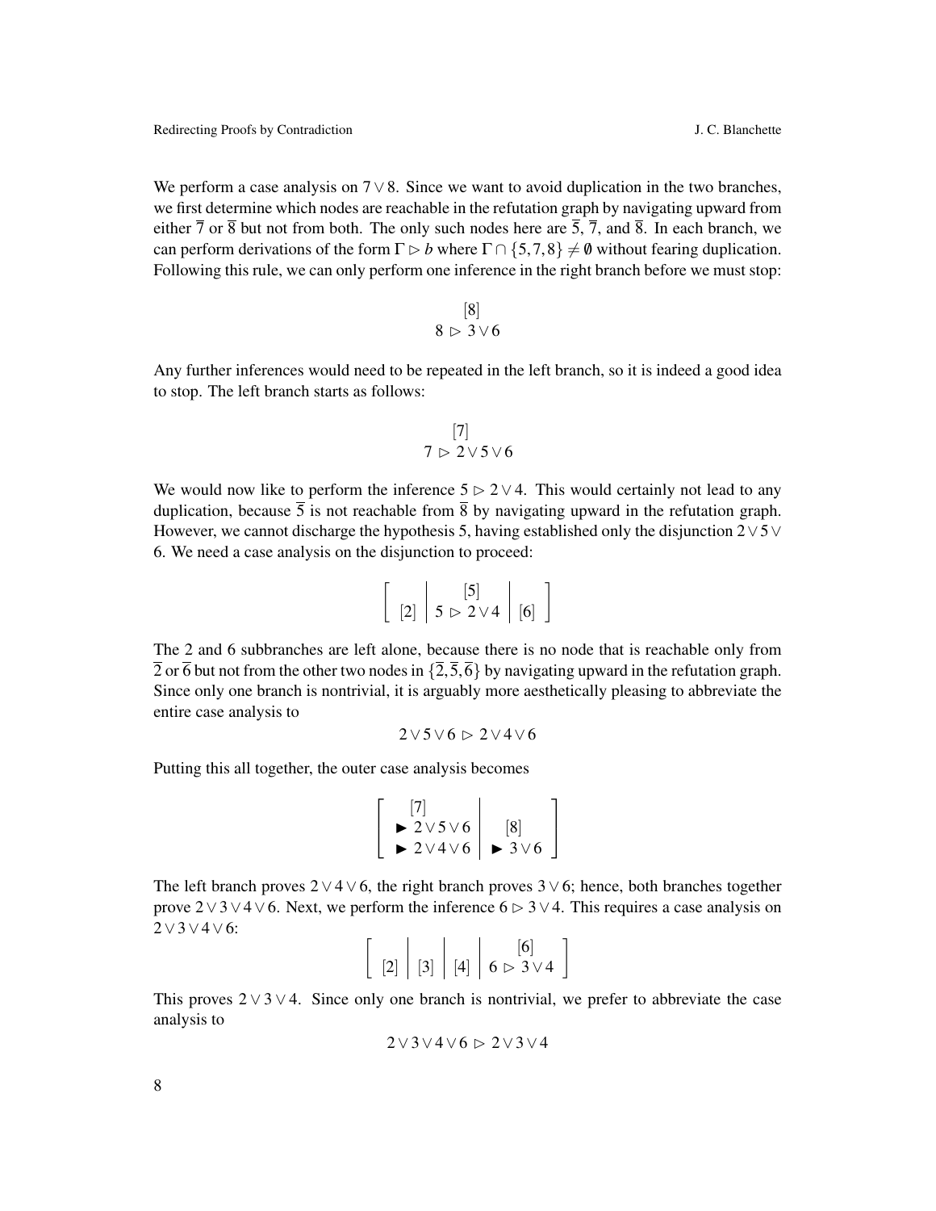We perform a case analysis on $7 \vee 8$. Since we want to avoid duplication in the two branches, we first determine which nodes are reachable in the refutation graph by navigating upward from either $\overline{7}$ or $\overline{8}$ but not from both. The only such nodes here are $\overline{5}$, $\overline{7}$, and $\overline{8}$. In each branch, we can perform derivations of the form $\Gamma \rhd b$ where $\Gamma \cap \{5,7,8\} \neq \emptyset$ without fearing duplication. Following this rule, we can only perform one inference in the right branch before we must stop:

$$\begin{array}{c} [8] \\ 8 \rhd 3 \vee 6 \end{array}$$

Any further inferences would need to be repeated in the left branch, so it is indeed a good idea to stop. The left branch starts as follows:

$$\begin{array}{c} [7] \\ 7 \rhd 2 \vee 5 \vee 6 \end{array}$$

We would now like to perform the inference $5 \rhd 2 \vee 4$. This would certainly not lead to any duplication, because $\overline{5}$ is not reachable from $\overline{8}$ by navigating upward in the refutation graph. However, we cannot discharge the hypothesis 5, having established only the disjunction $2 \vee 5 \vee 6$. We need a case analysis on the disjunction to proceed:

$$\left[\begin{array}{c|c|c} [2] & \begin{array}{c}[5] \\ 5 \rhd 2 \vee 4\end{array} & [6] \end{array}\right]$$

The 2 and 6 subbranches are left alone, because there is no node that is reachable only from $\overline{2}$ or $\overline{6}$ but not from the other two nodes in $\{\overline{2}, \overline{5}, \overline{6}\}$ by navigating upward in the refutation graph. Since only one branch is nontrivial, it is arguably more aesthetically pleasing to abbreviate the entire case analysis to

$$2 \vee 5 \vee 6 \rhd 2 \vee 4 \vee 6$$

Putting this all together, the outer case analysis becomes

$$\left[\begin{array}{l|l} \begin{array}{l} [7] \\ \blacktriangleright 2 \vee 5 \vee 6 \\ \blacktriangleright 2 \vee 4 \vee 6 \end{array} & \begin{array}{l} [8] \\ \blacktriangleright 3 \vee 6 \end{array} \end{array}\right]$$

The left branch proves $2 \vee 4 \vee 6$, the right branch proves $3 \vee 6$; hence, both branches together prove $2 \vee 3 \vee 4 \vee 6$. Next, we perform the inference $6 \rhd 3 \vee 4$. This requires a case analysis on $2 \vee 3 \vee 4 \vee 6$:

$$\left[\begin{array}{c|c|c|c} [2] & [3] & [4] & \begin{array}{c}[6] \\ 6 \rhd 3 \vee 4\end{array} \end{array}\right]$$

This proves $2 \vee 3 \vee 4$. Since only one branch is nontrivial, we prefer to abbreviate the case analysis to

$$2 \vee 3 \vee 4 \vee 6 \rhd 2 \vee 3 \vee 4$$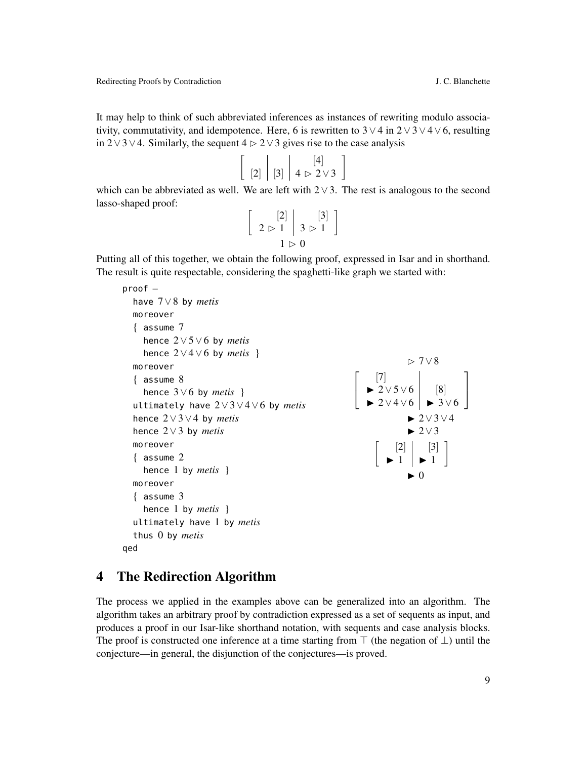It may help to think of such abbreviated inferences as instances of rewriting modulo associativity, commutativity, and idempotence. Here, 6 is rewritten to $3 \vee 4$ in $2 \vee 3 \vee 4 \vee 6$, resulting in $2 \vee 3 \vee 4$. Similarly, the sequent $4 \rhd 2 \vee 3$ gives rise to the case analysis

$$\left[\begin{array}{c|c|c} [2] & [3] & \begin{array}{c}[4]\\ 4 \rhd 2 \vee 3\end{array} \end{array}\right]$$

which can be abbreviated as well. We are left with $2 \vee 3$. The rest is analogous to the second lasso-shaped proof:

$$\left[\begin{array}{c|c} \begin{array}{c}[2]\\ 2 \rhd 1\end{array} & \begin{array}{c}[3]\\ 3 \rhd 1\end{array} \end{array}\right]$$
$$1 \rhd 0$$

Putting all of this together, we obtain the following proof, expressed in Isar and in shorthand. The result is quite respectable, considering the spaghetti-like graph we started with:

```
proof –
  have 7 ∨ 8 by metis
  moreover
  { assume 7
    hence 2 ∨ 5 ∨ 6 by metis
    hence 2 ∨ 4 ∨ 6 by metis }
  moreover
  { assume 8
    hence 3 ∨ 6 by metis }
  ultimately have 2 ∨ 3 ∨ 4 ∨ 6 by metis
  hence 2 ∨ 3 ∨ 4 by metis
  hence 2 ∨ 3 by metis
  moreover
  { assume 2
    hence 1 by metis }
  moreover
  { assume 3
    hence 1 by metis }
  ultimately have 1 by metis
  thus 0 by metis
qed
```

$$\rhd\ 7 \vee 8$$
$$\left[\begin{array}{l|l} [7] & \\ \blacktriangleright\ 2 \vee 5 \vee 6 & \quad [8] \\ \blacktriangleright\ 2 \vee 4 \vee 6 & \blacktriangleright\ 3 \vee 6 \end{array}\right]$$
$$\blacktriangleright\ 2 \vee 3 \vee 4$$
$$\blacktriangleright\ 2 \vee 3$$
$$\left[\begin{array}{c|c} [2] & [3] \\ \blacktriangleright\ 1 & \blacktriangleright\ 1 \end{array}\right]$$
$$\blacktriangleright\ 0$$

## 4 The Redirection Algorithm

The process we applied in the examples above can be generalized into an algorithm. The algorithm takes an arbitrary proof by contradiction expressed as a set of sequents as input, and produces a proof in our Isar-like shorthand notation, with sequents and case analysis blocks. The proof is constructed one inference at a time starting from $\top$ (the negation of $\bot$) until the conjecture—in general, the disjunction of the conjectures—is proved.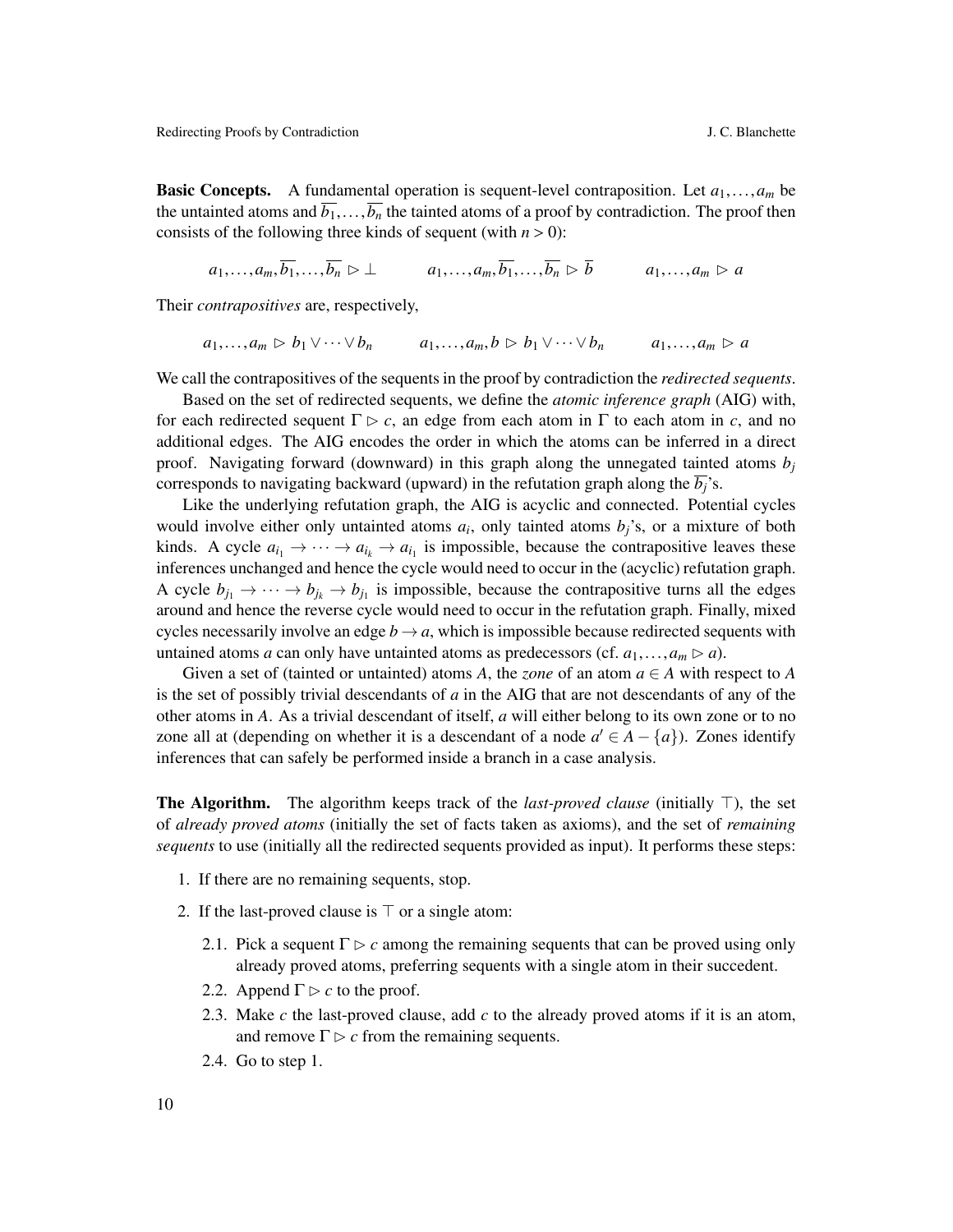**Basic Concepts.** A fundamental operation is sequent-level contraposition. Let $a_1, \ldots, a_m$ be the untainted atoms and $\overline{b_1}, \ldots, \overline{b_n}$ the tainted atoms of a proof by contradiction. The proof then consists of the following three kinds of sequent (with $n > 0$):

$$a_1, \ldots, a_m, \overline{b_1}, \ldots, \overline{b_n} \rhd \bot \qquad a_1, \ldots, a_m, \overline{b_1}, \ldots, \overline{b_n} \rhd \overline{b} \qquad a_1, \ldots, a_m \rhd a$$

Their *contrapositives* are, respectively,

$$a_1, \ldots, a_m \rhd b_1 \vee \cdots \vee b_n \qquad a_1, \ldots, a_m, b \rhd b_1 \vee \cdots \vee b_n \qquad a_1, \ldots, a_m \rhd a$$

We call the contrapositives of the sequents in the proof by contradiction the *redirected sequents*.

Based on the set of redirected sequents, we define the *atomic inference graph* (AIG) with, for each redirected sequent $\Gamma \rhd c$, an edge from each atom in $\Gamma$ to each atom in $c$, and no additional edges. The AIG encodes the order in which the atoms can be inferred in a direct proof. Navigating forward (downward) in this graph along the unnegated tainted atoms $b_j$ corresponds to navigating backward (upward) in the refutation graph along the $\overline{b_j}$'s.

Like the underlying refutation graph, the AIG is acyclic and connected. Potential cycles would involve either only untainted atoms $a_i$, only tainted atoms $b_j$'s, or a mixture of both kinds. A cycle $a_{i_1} \to \cdots \to a_{i_k} \to a_{i_1}$ is impossible, because the contrapositive leaves these inferences unchanged and hence the cycle would need to occur in the (acyclic) refutation graph. A cycle $b_{j_1} \to \cdots \to b_{j_k} \to b_{j_1}$ is impossible, because the contrapositive turns all the edges around and hence the reverse cycle would need to occur in the refutation graph. Finally, mixed cycles necessarily involve an edge $b \to a$, which is impossible because redirected sequents with untained atoms $a$ can only have untainted atoms as predecessors (cf. $a_1, \ldots, a_m \rhd a$).

Given a set of (tainted or untainted) atoms $A$, the *zone* of an atom $a \in A$ with respect to $A$ is the set of possibly trivial descendants of $a$ in the AIG that are not descendants of any of the other atoms in $A$. As a trivial descendant of itself, $a$ will either belong to its own zone or to no zone all at (depending on whether it is a descendant of a node $a' \in A - \{a\}$). Zones identify inferences that can safely be performed inside a branch in a case analysis.

**The Algorithm.** The algorithm keeps track of the *last-proved clause* (initially $\top$), the set of *already proved atoms* (initially the set of facts taken as axioms), and the set of *remaining sequents* to use (initially all the redirected sequents provided as input). It performs these steps:

1. If there are no remaining sequents, stop.
2. If the last-proved clause is $\top$ or a single atom:
   - 2.1. Pick a sequent $\Gamma \rhd c$ among the remaining sequents that can be proved using only already proved atoms, preferring sequents with a single atom in their succedent.
   - 2.2. Append $\Gamma \rhd c$ to the proof.
   - 2.3. Make $c$ the last-proved clause, add $c$ to the already proved atoms if it is an atom, and remove $\Gamma \rhd c$ from the remaining sequents.
   - 2.4. Go to step 1.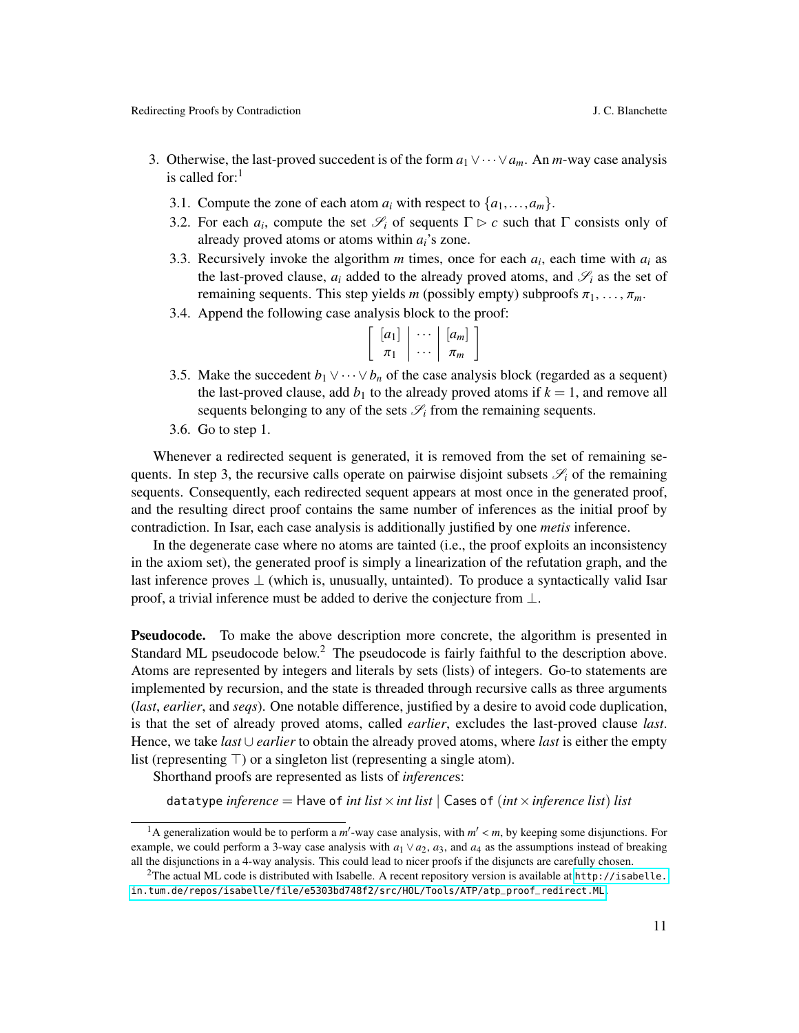3. Otherwise, the last-proved succedent is of the form $a_1 \vee \cdots \vee a_m$. An $m$-way case analysis is called for:[1]

   3.1. Compute the zone of each atom $a_i$ with respect to $\{a_1, \ldots, a_m\}$.

   3.2. For each $a_i$, compute the set $\mathscr{S}_i$ of sequents $\Gamma \rhd c$ such that $\Gamma$ consists only of already proved atoms or atoms within $a_i$'s zone.

   3.3. Recursively invoke the algorithm $m$ times, once for each $a_i$, each time with $a_i$ as the last-proved clause, $a_i$ added to the already proved atoms, and $\mathscr{S}_i$ as the set of remaining sequents. This step yields $m$ (possibly empty) subproofs $\pi_1, \ldots, \pi_m$.

   3.4. Append the following case analysis block to the proof:
   $$\left[\begin{array}{c|c|c} [a_1] & \cdots & [a_m] \\ \pi_1 & \cdots & \pi_m \end{array}\right]$$

   3.5. Make the succedent $b_1 \vee \cdots \vee b_n$ of the case analysis block (regarded as a sequent) the last-proved clause, add $b_1$ to the already proved atoms if $k = 1$, and remove all sequents belonging to any of the sets $\mathscr{S}_i$ from the remaining sequents.

   3.6. Go to step 1.

Whenever a redirected sequent is generated, it is removed from the set of remaining sequents. In step 3, the recursive calls operate on pairwise disjoint subsets $\mathscr{S}_i$ of the remaining sequents. Consequently, each redirected sequent appears at most once in the generated proof, and the resulting direct proof contains the same number of inferences as the initial proof by contradiction. In Isar, each case analysis is additionally justified by one *metis* inference.

In the degenerate case where no atoms are tainted (i.e., the proof exploits an inconsistency in the axiom set), the generated proof is simply a linearization of the refutation graph, and the last inference proves $\bot$ (which is, unusually, untainted). To produce a syntactically valid Isar proof, a trivial inference must be added to derive the conjecture from $\bot$.

**Pseudocode.** To make the above description more concrete, the algorithm is presented in Standard ML pseudocode below.[2] The pseudocode is fairly faithful to the description above. Atoms are represented by integers and literals by sets (lists) of integers. Go-to statements are implemented by recursion, and the state is threaded through recursive calls as three arguments (*last*, *earlier*, and *seqs*). One notable difference, justified by a desire to avoid code duplication, is that the set of already proved atoms, called *earlier*, excludes the last-proved clause *last*. Hence, we take $last \cup earlier$ to obtain the already proved atoms, where *last* is either the empty list (representing $\top$) or a singleton list (representing a single atom).

Shorthand proofs are represented as lists of *inference*s:

```
datatype inference = Have of int list × int list | Cases of (int × inference list) list
```

[1] A generalization would be to perform a $m'$-way case analysis, with $m' < m$, by keeping some disjunctions. For example, we could perform a 3-way case analysis with $a_1 \vee a_2$, $a_3$, and $a_4$ as the assumptions instead of breaking all the disjunctions in a 4-way analysis. This could lead to nicer proofs if the disjuncts are carefully chosen.

[2] The actual ML code is distributed with Isabelle. A recent repository version is available at http://isabelle.in.tum.de/repos/isabelle/file/e5303bd748f2/src/HOL/Tools/ATP/atp_proof_redirect.ML.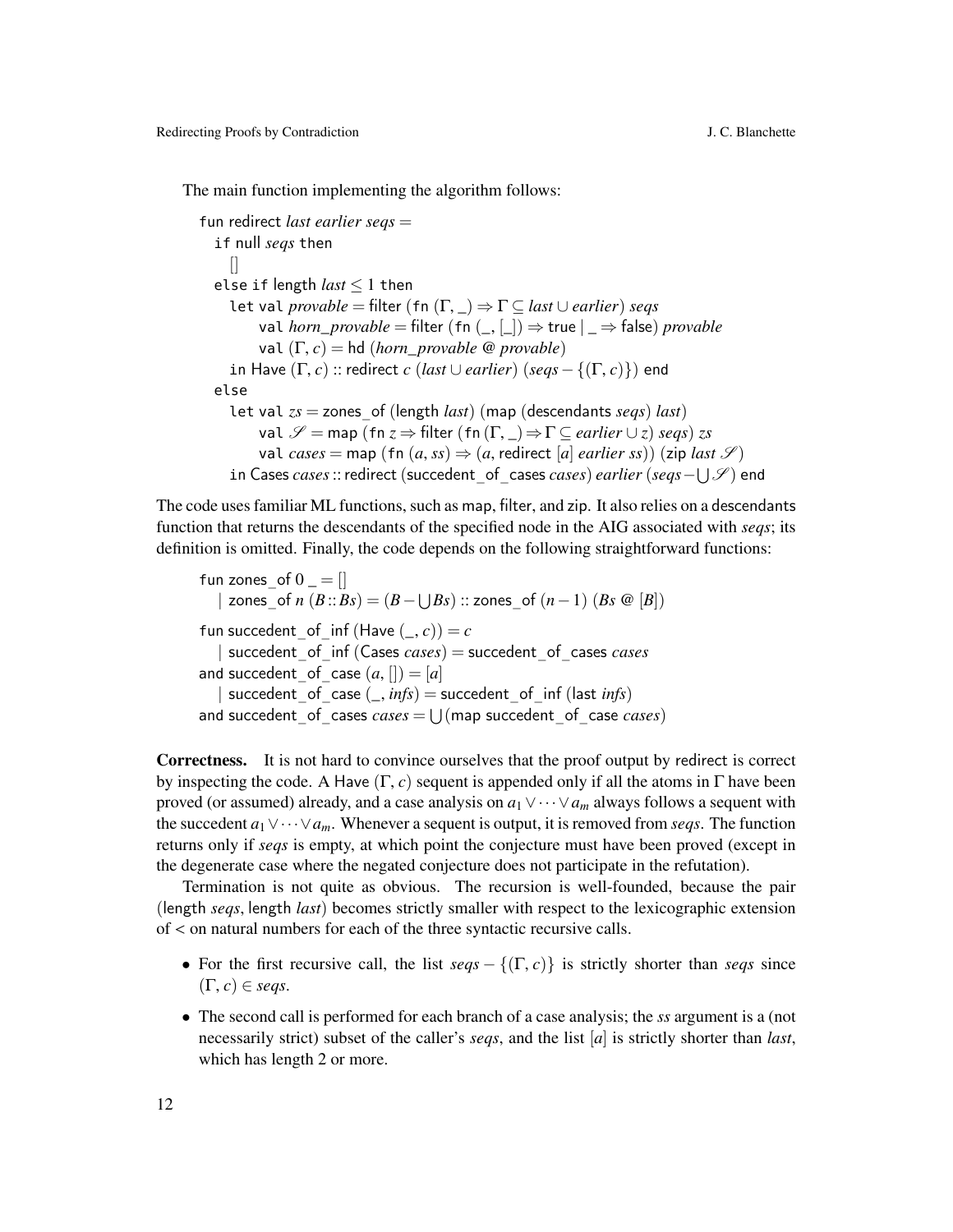The main function implementing the algorithm follows:

```
fun redirect last earlier seqs =
  if null seqs then
    []
  else if length last ≤ 1 then
    let val provable = filter (fn (Γ, _) ⇒ Γ ⊆ last ∪ earlier) seqs
        val horn_provable = filter (fn (_, [_]) ⇒ true | _ ⇒ false) provable
        val (Γ, c) = hd (horn_provable @ provable)
    in Have (Γ, c) :: redirect c (last ∪ earlier) (seqs − {(Γ, c)}) end
  else
    let val zs = zones_of (length last) (map (descendants seqs) last)
        val 𝒮 = map (fn z ⇒ filter (fn (Γ, _) ⇒ Γ ⊆ earlier ∪ z) seqs) zs
        val cases = map (fn (a, ss) ⇒ (a, redirect [a] earlier ss)) (zip last 𝒮)
    in Cases cases :: redirect (succedent_of_cases cases) earlier (seqs − ⋃𝒮) end
```

The code uses familiar ML functions, such as map, filter, and zip. It also relies on a descendants function that returns the descendants of the specified node in the AIG associated with *seqs*; its definition is omitted. Finally, the code depends on the following straightforward functions:

```
fun zones_of 0 _ = []
  | zones_of n (B :: Bs) = (B − ⋃Bs) :: zones_of (n − 1) (Bs @ [B])

fun succedent_of_inf (Have (_, c)) = c
  | succedent_of_inf (Cases cases) = succedent_of_cases cases
and succedent_of_case (a, []) = [a]
  | succedent_of_case (_, infs) = succedent_of_inf (last infs)
and succedent_of_cases cases = ⋃(map succedent_of_case cases)
```

**Correctness.** It is not hard to convince ourselves that the proof output by redirect is correct by inspecting the code. A Have $(\Gamma, c)$ sequent is appended only if all the atoms in $\Gamma$ have been proved (or assumed) already, and a case analysis on $a_1 \vee \cdots \vee a_m$ always follows a sequent with the succedent $a_1 \vee \cdots \vee a_m$. Whenever a sequent is output, it is removed from *seqs*. The function returns only if *seqs* is empty, at which point the conjecture must have been proved (except in the degenerate case where the negated conjecture does not participate in the refutation).

Termination is not quite as obvious. The recursion is well-founded, because the pair (length *seqs*, length *last*) becomes strictly smaller with respect to the lexicographic extension of $<$ on natural numbers for each of the three syntactic recursive calls.

- For the first recursive call, the list $seqs - \{(\Gamma, c)\}$ is strictly shorter than *seqs* since $(\Gamma, c) \in seqs$.
- The second call is performed for each branch of a case analysis; the *ss* argument is a (not necessarily strict) subset of the caller's *seqs*, and the list $[a]$ is strictly shorter than *last*, which has length 2 or more.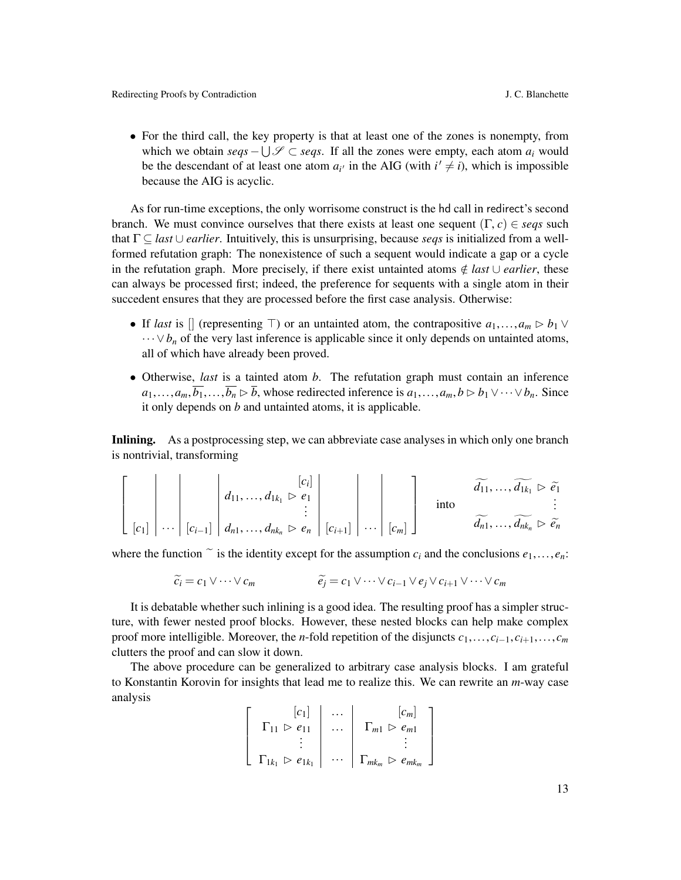- For the third call, the key property is that at least one of the zones is nonempty, from which we obtain $seqs - \bigcup \mathscr{S} \subset seqs$. If all the zones were empty, each atom $a_i$ would be the descendant of at least one atom $a_{i'}$ in the AIG (with $i' \neq i$), which is impossible because the AIG is acyclic.

As for run-time exceptions, the only worrisome construct is the hd call in redirect's second branch. We must convince ourselves that there exists at least one sequent $(\Gamma, c) \in seqs$ such that $\Gamma \subseteq last \cup earlier$. Intuitively, this is unsurprising, because *seqs* is initialized from a well-formed refutation graph: The nonexistence of such a sequent would indicate a gap or a cycle in the refutation graph. More precisely, if there exist untainted atoms $\notin last \cup earlier$, these can always be processed first; indeed, the preference for sequents with a single atom in their succedent ensures that they are processed before the first case analysis. Otherwise:

- If *last* is [] (representing $\top$) or an untainted atom, the contrapositive $a_1, \ldots, a_m \rhd b_1 \vee \cdots \vee b_n$ of the very last inference is applicable since it only depends on untainted atoms, all of which have already been proved.
- Otherwise, *last* is a tainted atom $b$. The refutation graph must contain an inference $a_1, \ldots, a_m, \overline{b_1}, \ldots, \overline{b_n} \rhd \overline{b}$, whose redirected inference is $a_1, \ldots, a_m, b \rhd b_1 \vee \cdots \vee b_n$. Since it only depends on $b$ and untainted atoms, it is applicable.

**Inlining.** As a postprocessing step, we can abbreviate case analyses in which only one branch is nontrivial, transforming

$$\left[\begin{array}{c|c|c|c|c|c|c} & & & \begin{array}{r}[c_i]\\ d_{11}, \ldots, d_{1k_1} \rhd e_1\\ \vdots\end{array} & & & \\ [c_1] & \cdots & [c_{i-1}] & d_{n1}, \ldots, d_{nk_n} \rhd e_n & [c_{i+1}] & \cdots & [c_m]\end{array}\right] \quad \text{into} \quad \begin{array}{r}\widetilde{d_{11}}, \ldots, \widetilde{d_{1k_1}} \rhd \widetilde{e_1}\\ \vdots\\ \widetilde{d_{n1}}, \ldots, \widetilde{d_{nk_n}} \rhd \widetilde{e_n}\end{array}$$

where the function $\widetilde{\ }$ is the identity except for the assumption $c_i$ and the conclusions $e_1, \ldots, e_n$:

$$\widetilde{c_i} = c_1 \vee \cdots \vee c_m \qquad\qquad \widetilde{e_j} = c_1 \vee \cdots \vee c_{i-1} \vee e_j \vee c_{i+1} \vee \cdots \vee c_m$$

It is debatable whether such inlining is a good idea. The resulting proof has a simpler structure, with fewer nested proof blocks. However, these nested blocks can help make complex proof more intelligible. Moreover, the $n$-fold repetition of the disjuncts $c_1, \ldots, c_{i-1}, c_{i+1}, \ldots, c_m$ clutters the proof and can slow it down.

The above procedure can be generalized to arbitrary case analysis blocks. I am grateful to Konstantin Korovin for insights that lead me to realize this. We can rewrite an $m$-way case analysis

$$\left[\begin{array}{c|c|c} \begin{array}{r}[c_1]\\ \Gamma_{11} \rhd e_{11}\\ \vdots\\ \Gamma_{1k_1} \rhd e_{1k_1}\end{array} & \begin{array}{c}\cdots\\ \cdots\\ \\ \cdots\end{array} & \begin{array}{r}[c_m]\\ \Gamma_{m1} \rhd e_{m1}\\ \vdots\\ \Gamma_{mk_m} \rhd e_{mk_m}\end{array}\end{array}\right]$$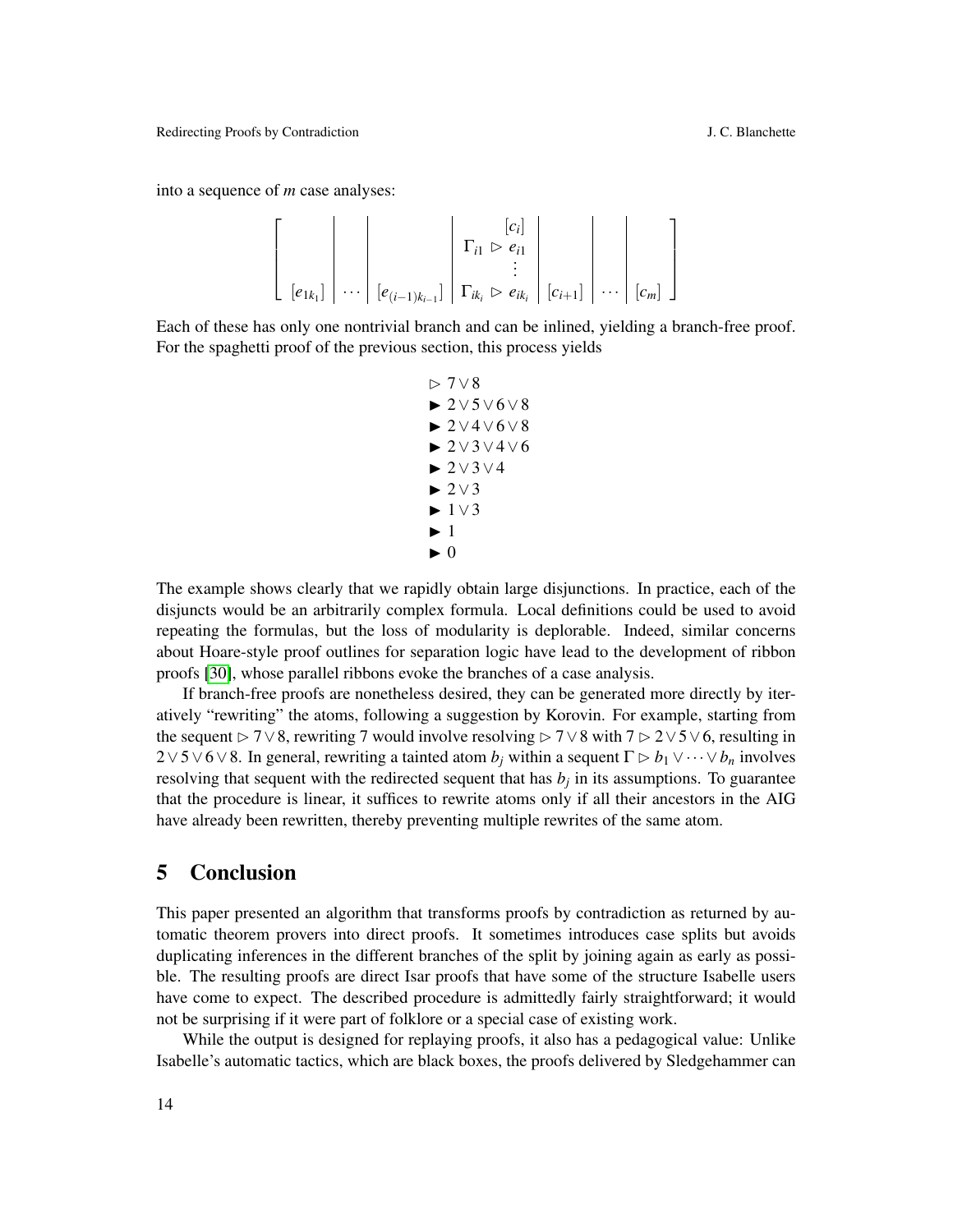into a sequence of $m$ case analyses:

$$\left[\begin{array}{c|c|c|c|c|c|c} & & & [c_i] & & & \\ & & & \Gamma_{i1} \;\rhd\; e_{i1} & & & \\ & & & \vdots & & & \\ [e_{1k_1}] & \cdots & [e_{(i-1)k_{i-1}}] & \Gamma_{ik_i} \;\rhd\; e_{ik_i} & [c_{i+1}] & \cdots & [c_m] \end{array}\right]$$

Each of these has only one nontrivial branch and can be inlined, yielding a branch-free proof. For the spaghetti proof of the previous section, this process yields

$$\begin{array}{l} \rhd\; 7 \vee 8 \\ \blacktriangleright\; 2 \vee 5 \vee 6 \vee 8 \\ \blacktriangleright\; 2 \vee 4 \vee 6 \vee 8 \\ \blacktriangleright\; 2 \vee 3 \vee 4 \vee 6 \\ \blacktriangleright\; 2 \vee 3 \vee 4 \\ \blacktriangleright\; 2 \vee 3 \\ \blacktriangleright\; 1 \vee 3 \\ \blacktriangleright\; 1 \\ \blacktriangleright\; 0 \end{array}$$

The example shows clearly that we rapidly obtain large disjunctions. In practice, each of the disjuncts would be an arbitrarily complex formula. Local definitions could be used to avoid repeating the formulas, but the loss of modularity is deplorable. Indeed, similar concerns about Hoare-style proof outlines for separation logic have lead to the development of ribbon proofs [30], whose parallel ribbons evoke the branches of a case analysis.

If branch-free proofs are nonetheless desired, they can be generated more directly by iteratively "rewriting" the atoms, following a suggestion by Korovin. For example, starting from the sequent $\rhd\; 7 \vee 8$, rewriting 7 would involve resolving $\rhd\; 7 \vee 8$ with $7 \;\rhd\; 2 \vee 5 \vee 6$, resulting in $2 \vee 5 \vee 6 \vee 8$. In general, rewriting a tainted atom $b_j$ within a sequent $\Gamma \;\rhd\; b_1 \vee \cdots \vee b_n$ involves resolving that sequent with the redirected sequent that has $b_j$ in its assumptions. To guarantee that the procedure is linear, it suffices to rewrite atoms only if all their ancestors in the AIG have already been rewritten, thereby preventing multiple rewrites of the same atom.

## 5 Conclusion

This paper presented an algorithm that transforms proofs by contradiction as returned by automatic theorem provers into direct proofs. It sometimes introduces case splits but avoids duplicating inferences in the different branches of the split by joining again as early as possible. The resulting proofs are direct Isar proofs that have some of the structure Isabelle users have come to expect. The described procedure is admittedly fairly straightforward; it would not be surprising if it were part of folklore or a special case of existing work.

While the output is designed for replaying proofs, it also has a pedagogical value: Unlike Isabelle's automatic tactics, which are black boxes, the proofs delivered by Sledgehammer can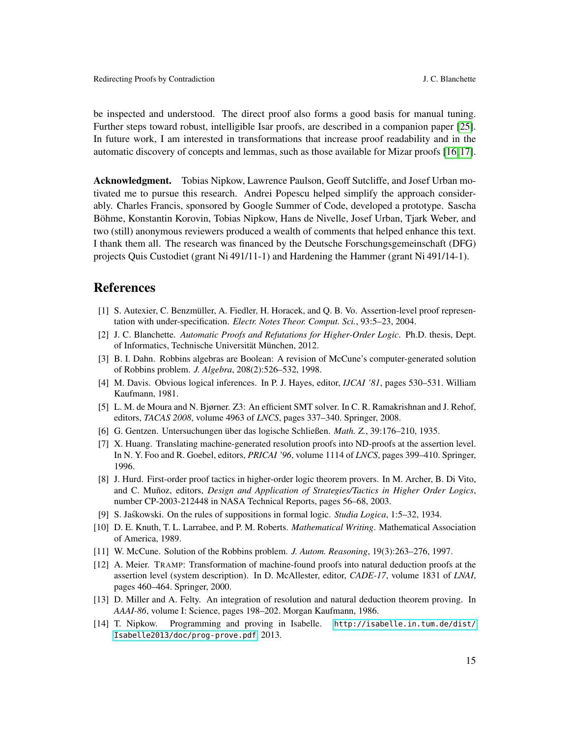be inspected and understood. The direct proof also forms a good basis for manual tuning. Further steps toward robust, intelligible Isar proofs, are described in a companion paper [25]. In future work, I am interested in transformations that increase proof readability and in the automatic discovery of concepts and lemmas, such as those available for Mizar proofs [16, 17].

**Acknowledgment.** Tobias Nipkow, Lawrence Paulson, Geoff Sutcliffe, and Josef Urban motivated me to pursue this research. Andrei Popescu helped simplify the approach considerably. Charles Francis, sponsored by Google Summer of Code, developed a prototype. Sascha Böhme, Konstantin Korovin, Tobias Nipkow, Hans de Nivelle, Josef Urban, Tjark Weber, and two (still) anonymous reviewers produced a wealth of comments that helped enhance this text. I thank them all. The research was financed by the Deutsche Forschungsgemeinschaft (DFG) projects Quis Custodiet (grant Ni 491/11-1) and Hardening the Hammer (grant Ni 491/14-1).

# References

[1] S. Autexier, C. Benzmüller, A. Fiedler, H. Horacek, and Q. B. Vo. Assertion-level proof representation with under-specification. *Electr. Notes Theor. Comput. Sci.*, 93:5–23, 2004.

[2] J. C. Blanchette. *Automatic Proofs and Refutations for Higher-Order Logic*. Ph.D. thesis, Dept. of Informatics, Technische Universität München, 2012.

[3] B. I. Dahn. Robbins algebras are Boolean: A revision of McCune's computer-generated solution of Robbins problem. *J. Algebra*, 208(2):526–532, 1998.

[4] M. Davis. Obvious logical inferences. In P. J. Hayes, editor, *IJCAI '81*, pages 530–531. William Kaufmann, 1981.

[5] L. M. de Moura and N. Bjørner. Z3: An efficient SMT solver. In C. R. Ramakrishnan and J. Rehof, editors, *TACAS 2008*, volume 4963 of *LNCS*, pages 337–340. Springer, 2008.

[6] G. Gentzen. Untersuchungen über das logische Schließen. *Math. Z.*, 39:176–210, 1935.

[7] X. Huang. Translating machine-generated resolution proofs into ND-proofs at the assertion level. In N. Y. Foo and R. Goebel, editors, *PRICAI '96*, volume 1114 of *LNCS*, pages 399–410. Springer, 1996.

[8] J. Hurd. First-order proof tactics in higher-order logic theorem provers. In M. Archer, B. Di Vito, and C. Muñoz, editors, *Design and Application of Strategies/Tactics in Higher Order Logics*, number CP-2003-212448 in NASA Technical Reports, pages 56–68, 2003.

[9] S. Jaśkowski. On the rules of suppositions in formal logic. *Studia Logica*, 1:5–32, 1934.

[10] D. E. Knuth, T. L. Larrabee, and P. M. Roberts. *Mathematical Writing*. Mathematical Association of America, 1989.

[11] W. McCune. Solution of the Robbins problem. *J. Autom. Reasoning*, 19(3):263–276, 1997.

[12] A. Meier. TRAMP: Transformation of machine-found proofs into natural deduction proofs at the assertion level (system description). In D. McAllester, editor, *CADE-17*, volume 1831 of *LNAI*, pages 460–464. Springer, 2000.

[13] D. Miller and A. Felty. An integration of resolution and natural deduction theorem proving. In *AAAI-86*, volume I: Science, pages 198–202. Morgan Kaufmann, 1986.

[14] T. Nipkow. Programming and proving in Isabelle. `http://isabelle.in.tum.de/dist/Isabelle2013/doc/prog-prove.pdf`, 2013.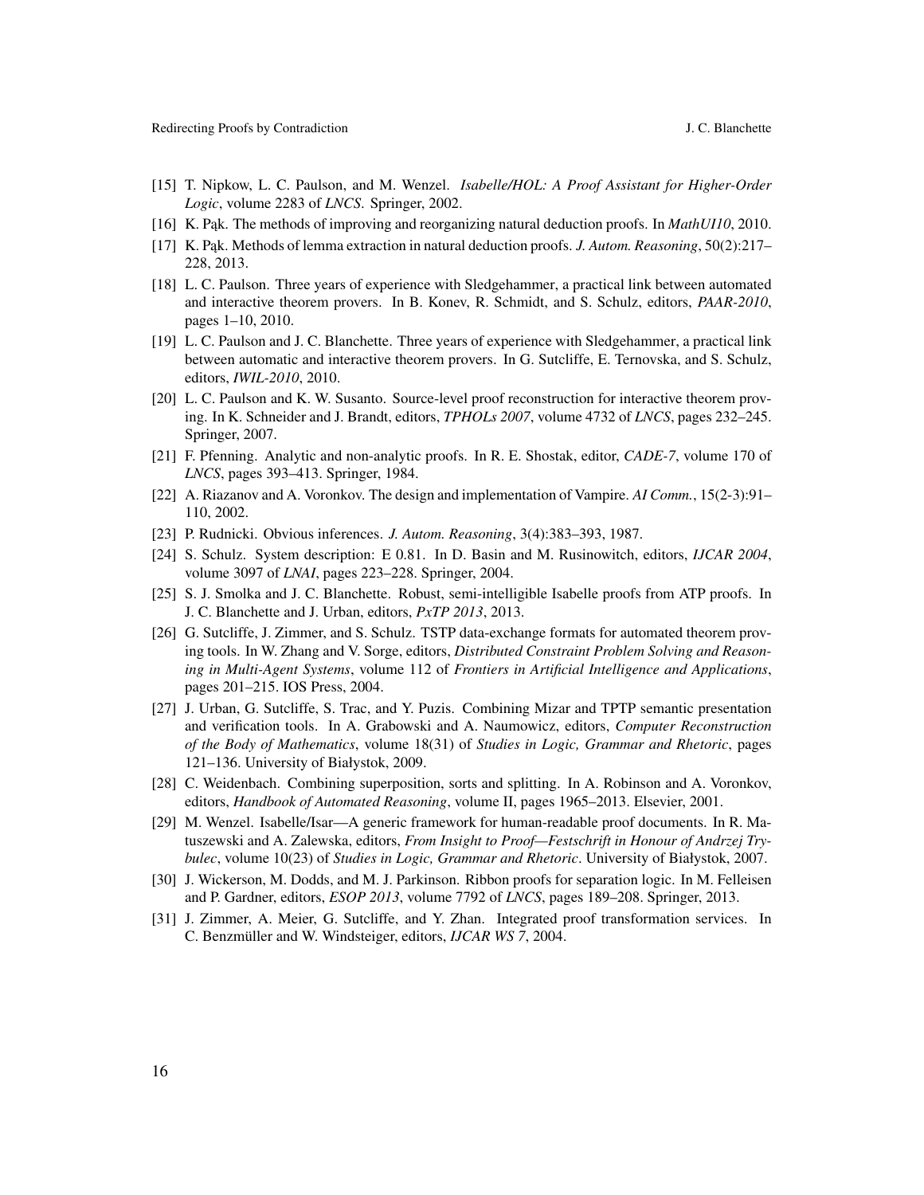[15] T. Nipkow, L. C. Paulson, and M. Wenzel. *Isabelle/HOL: A Proof Assistant for Higher-Order Logic*, volume 2283 of *LNCS*. Springer, 2002.

[16] K. Pąk. The methods of improving and reorganizing natural deduction proofs. In *MathUI10*, 2010.

[17] K. Pąk. Methods of lemma extraction in natural deduction proofs. *J. Autom. Reasoning*, 50(2):217–228, 2013.

[18] L. C. Paulson. Three years of experience with Sledgehammer, a practical link between automated and interactive theorem provers. In B. Konev, R. Schmidt, and S. Schulz, editors, *PAAR-2010*, pages 1–10, 2010.

[19] L. C. Paulson and J. C. Blanchette. Three years of experience with Sledgehammer, a practical link between automatic and interactive theorem provers. In G. Sutcliffe, E. Ternovska, and S. Schulz, editors, *IWIL-2010*, 2010.

[20] L. C. Paulson and K. W. Susanto. Source-level proof reconstruction for interactive theorem proving. In K. Schneider and J. Brandt, editors, *TPHOLs 2007*, volume 4732 of *LNCS*, pages 232–245. Springer, 2007.

[21] F. Pfenning. Analytic and non-analytic proofs. In R. E. Shostak, editor, *CADE-7*, volume 170 of *LNCS*, pages 393–413. Springer, 1984.

[22] A. Riazanov and A. Voronkov. The design and implementation of Vampire. *AI Comm.*, 15(2-3):91–110, 2002.

[23] P. Rudnicki. Obvious inferences. *J. Autom. Reasoning*, 3(4):383–393, 1987.

[24] S. Schulz. System description: E 0.81. In D. Basin and M. Rusinowitch, editors, *IJCAR 2004*, volume 3097 of *LNAI*, pages 223–228. Springer, 2004.

[25] S. J. Smolka and J. C. Blanchette. Robust, semi-intelligible Isabelle proofs from ATP proofs. In J. C. Blanchette and J. Urban, editors, *PxTP 2013*, 2013.

[26] G. Sutcliffe, J. Zimmer, and S. Schulz. TSTP data-exchange formats for automated theorem proving tools. In W. Zhang and V. Sorge, editors, *Distributed Constraint Problem Solving and Reasoning in Multi-Agent Systems*, volume 112 of *Frontiers in Artificial Intelligence and Applications*, pages 201–215. IOS Press, 2004.

[27] J. Urban, G. Sutcliffe, S. Trac, and Y. Puzis. Combining Mizar and TPTP semantic presentation and verification tools. In A. Grabowski and A. Naumowicz, editors, *Computer Reconstruction of the Body of Mathematics*, volume 18(31) of *Studies in Logic, Grammar and Rhetoric*, pages 121–136. University of Białystok, 2009.

[28] C. Weidenbach. Combining superposition, sorts and splitting. In A. Robinson and A. Voronkov, editors, *Handbook of Automated Reasoning*, volume II, pages 1965–2013. Elsevier, 2001.

[29] M. Wenzel. Isabelle/Isar—A generic framework for human-readable proof documents. In R. Matuszewski and A. Zalewska, editors, *From Insight to Proof—Festschrift in Honour of Andrzej Trybulec*, volume 10(23) of *Studies in Logic, Grammar and Rhetoric*. University of Białystok, 2007.

[30] J. Wickerson, M. Dodds, and M. J. Parkinson. Ribbon proofs for separation logic. In M. Felleisen and P. Gardner, editors, *ESOP 2013*, volume 7792 of *LNCS*, pages 189–208. Springer, 2013.

[31] J. Zimmer, A. Meier, G. Sutcliffe, and Y. Zhan. Integrated proof transformation services. In C. Benzmüller and W. Windsteiger, editors, *IJCAR WS 7*, 2004.